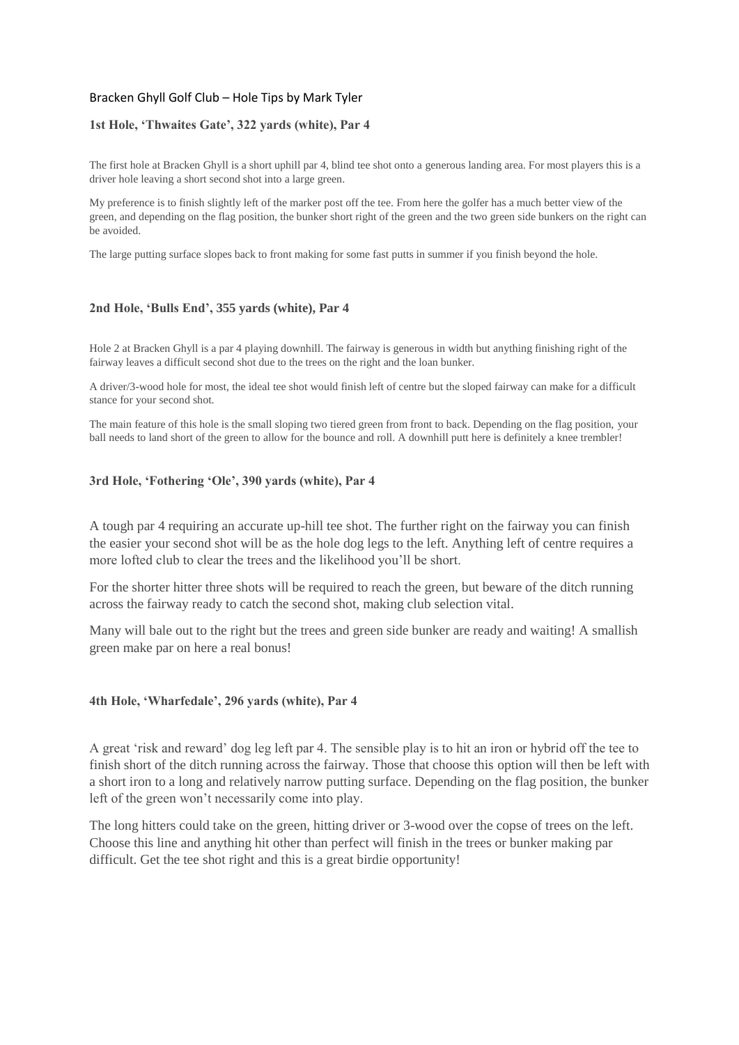# Bracken Ghyll Golf Club – Hole Tips by Mark Tyler

## 1st Hole, 'Thwaites Gate', 322 yards (white), Par 4

The first hole at Bracken Ghyll is a short uphill par 4, blind tee shot onto a generous landing area. For most players this is a driver hole leaving a short second shot into a large green.

My preference is to finish slightly left of the marker post off the tee. From here the golfer has a much better view of the green, and depending on the flag position, the bunker short right of the green and the two green side bunkers on the right can be avoided.

The large putting surface slopes back to front making for some fast putts in summer if you finish beyond the hole.

## 2nd Hole, 'Bulls End', 355 yards (white), Par 4

Hole 2 at Bracken Ghyll is a par 4 playing downhill. The fairway is generous in width but anything finishing right of the fairway leaves a difficult second shot due to the trees on the right and the loan bunker.

A driver/3-wood hole for most, the ideal tee shot would finish left of centre but the sloped fairway can make for a difficult stance for your second shot.

The main feature of this hole is the small sloping two tiered green from front to back. Depending on the flag position, your ball needs to land short of the green to allow for the bounce and roll. A downhill putt here is definitely a knee trembler!

## 3rd Hole, 'Fothering 'Ole', 390 yards (white), Par 4

A tough par 4 requiring an accurate up-hill tee shot. The further right on the fairway you can finish the easier your second shot will be as the hole dog legs to the left. Anything left of centre requires a more lofted club to clear the trees and the likelihood you'll be short.

For the shorter hitter three shots will be required to reach the green, but beware of the ditch running across the fairway ready to catch the second shot, making club selection vital.

Many will bale out to the right but the trees and green side bunker are ready and waiting! A smallish green make par on here a real bonus!

## 4th Hole, 'Wharfedale', 296 yards (white), Par 4

A great 'risk and reward' dog leg left par 4. The sensible play is to hit an iron or hybrid off the tee to finish short of the ditch running across the fairway. Those that choose this option will then be left with a short iron to a long and relatively narrow putting surface. Depending on the flag position, the bunker left of the green won't necessarily come into play.

The long hitters could take on the green, hitting driver or 3-wood over the copse of trees on the left. Choose this line and anything hit other than perfect will finish in the trees or bunker making par difficult. Get the tee shot right and this is a great birdie opportunity!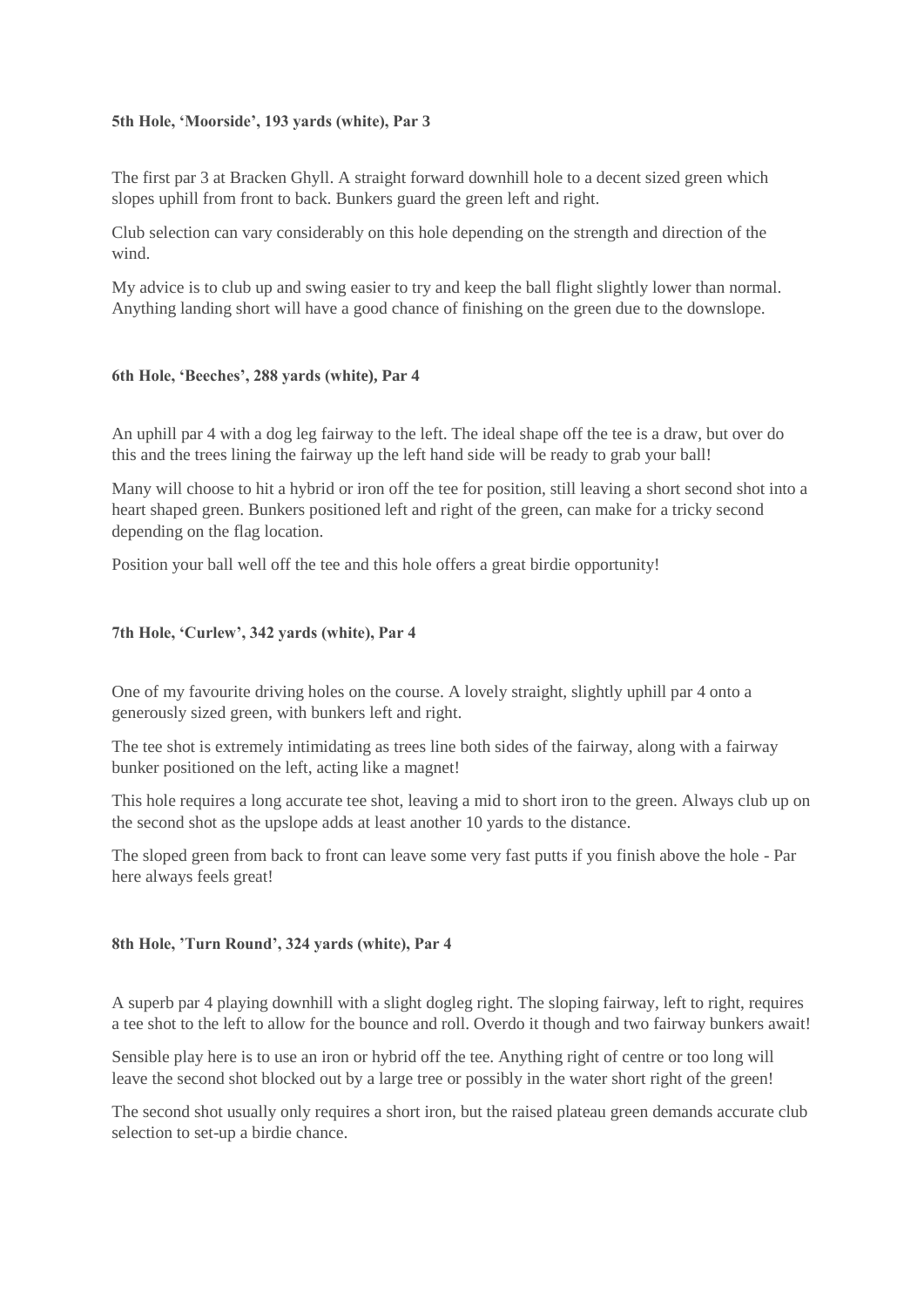**5th Hole, 'Moorside', 193 yards (white), Par 3**

The first par 3 at Bracken Ghyll. A straight forward downhill hole to a decent sized green which slopes uphill from front to back. Bunkers guard the green left and right.

Club selection can vary considerably on this hole depending on the strength and direction of the wind.

My advice is to club up and swing easier to try and keep the ball flight slightly lower than normal. Anything landing short will have a good chance of finishing on the green due to the downslope.

**6th Hole, 'Beeches', 288 yards (white), Par 4**

An uphill par 4 with a dog leg fairway to the left. The ideal shape off the tee is a draw, but over do this and the trees lining the fairway up the left hand side will be ready to grab your ball!

Many will choose to hit a hybrid or iron off the tee for position, still leaving a short second shot into a heart shaped green. Bunkers positioned left and right of the green, can make for a tricky second depending on the flag location.

Position your ball well off the tee and this hole offers a great birdie opportunity!

**7th Hole, 'Curlew', 342 yards (white), Par 4**

One of my favourite driving holes on the course. A lovely straight, slightly uphill par 4 onto a generously sized green, with bunkers left and right.

The tee shot is extremely intimidating as trees line both sides of the fairway, along with a fairway bunker positioned on the left, acting like a magnet!

This hole requires a long accurate tee shot, leaving a mid to short iron to the green. Always club up on the second shot as the upslope adds at least another 10 yards to the distance.

The sloped green from back to front can leave some very fast putts if you finish above the hole - Par here always feels great!

**8th Hole, 'Turn Round', 324 yards (white), Par 4**

A superb par 4 playing downhill with a slight dogleg right. The sloping fairway, left to right, requires a tee shot to the left to allow for the bounce and roll. Overdo it though and two fairway bunkers await!

Sensible play here is to use an iron or hybrid off the tee. Anything right of centre or too long will leave the second shot blocked out by a large tree or possibly in the water short right of the green!

The second shot usually only requires a short iron, but the raised plateau green demands accurate club selection to set-up a birdie chance.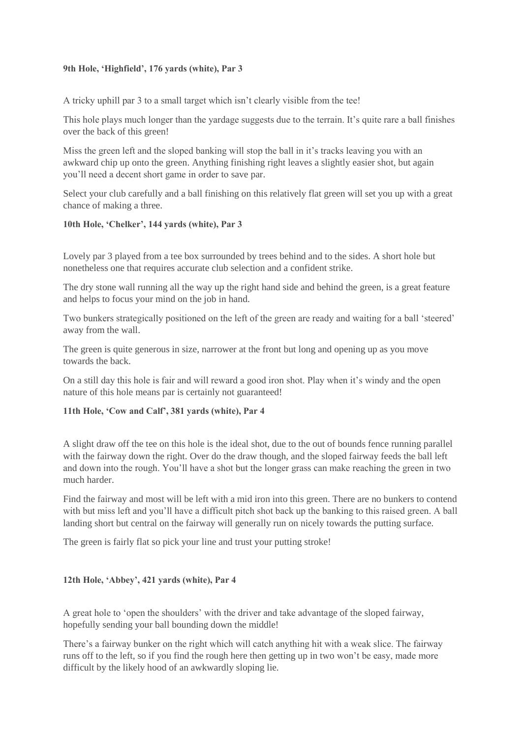**9th Hole, 'Highfield', 176 yards (white), Par 3**

A tricky uphill par 3 to a small target which isn't clearly visible from the tee!

This hole plays much longer than the yardage suggests due to the terrain. It's quite rare a ball finishes over the back of this green!

Miss the green left and the sloped banking will stop the ball in it's tracks leaving you with an awkward chip up onto the green. Anything finishing right leaves a slightly easier shot, but again you'll need a decent short game in order to save par.

Select your club carefully and a ball finishing on this relatively flat green will set you up with a great chance of making a three.

**10th Hole, 'Chelker', 144 yards (white), Par 3**

Lovely par 3 played from a tee box surrounded by trees behind and to the sides. A short hole but nonetheless one that requires accurate club selection and a confident strike.

The dry stone wall running all the way up the right hand side and behind the green, is a great feature and helps to focus your mind on the job in hand.

Two bunkers strategically positioned on the left of the green are ready and waiting for a ball 'steered' away from the wall.

The green is quite generous in size, narrower at the front but long and opening up as you move towards the back.

On a still day this hole is fair and will reward a good iron shot. Play when it's windy and the open nature of this hole means par is certainly not guaranteed!

**11th Hole, 'Cow and Calf', 381 yards (white), Par 4**

A slight draw off the tee on this hole is the ideal shot, due to the out of bounds fence running parallel with the fairway down the right. Over do the draw though, and the sloped fairway feeds the ball left and down into the rough. You'll have a shot but the longer grass can make reaching the green in two much harder.

Find the fairway and most will be left with a mid iron into this green. There are no bunkers to contend with but miss left and you'll have a difficult pitch shot back up the banking to this raised green. A ball landing short but central on the fairway will generally run on nicely towards the putting surface.

The green is fairly flat so pick your line and trust your putting stroke!

**12th Hole, 'Abbey', 421 yards (white), Par 4**

A great hole to 'open the shoulders' with the driver and take advantage of the sloped fairway, hopefully sending your ball bounding down the middle!

There's a fairway bunker on the right which will catch anything hit with a weak slice. The fairway runs off to the left, so if you find the rough here then getting up in two won't be easy, made more difficult by the likely hood of an awkwardly sloping lie.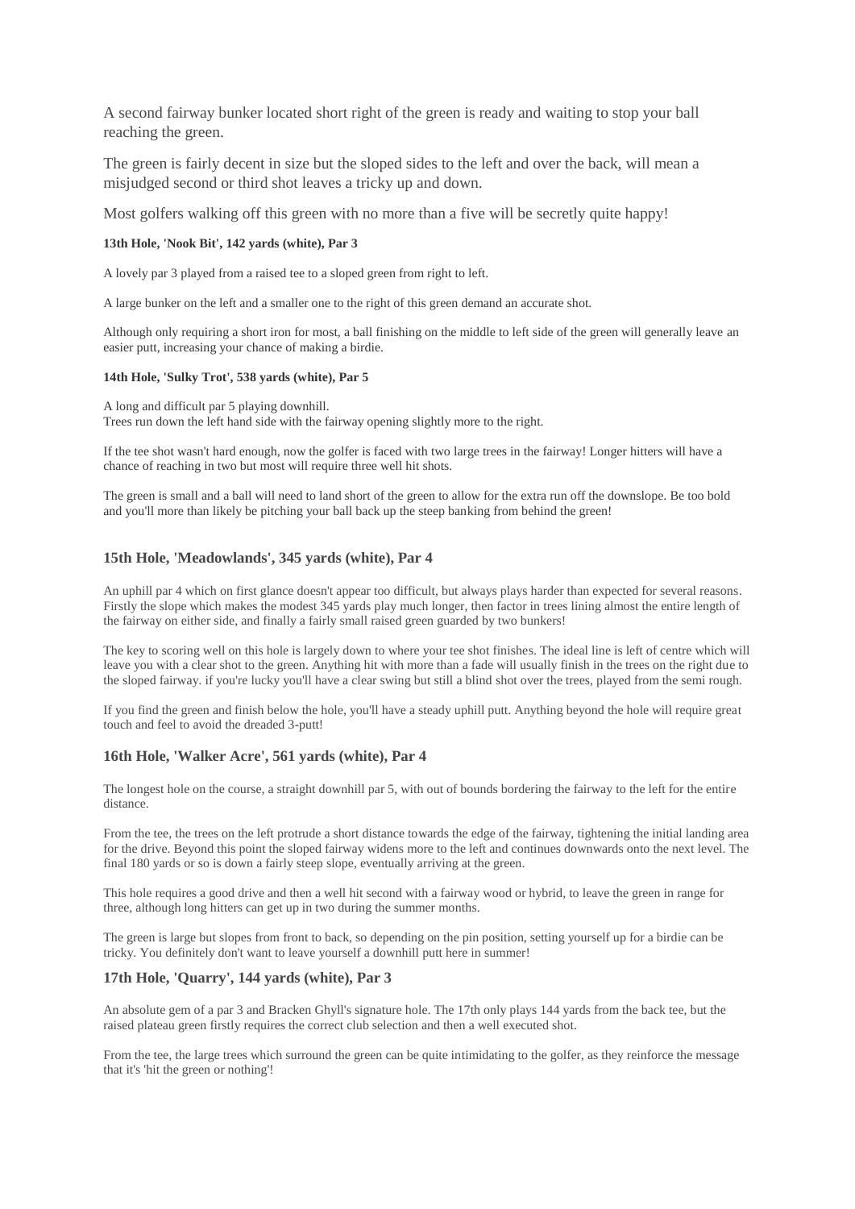A second fairway bunker located short right of the green is ready and waiting to stop your ball reaching the green.

The green is fairly decent in size but the sloped sides to the left and over the back, will mean a misjudged second or third shot leaves a tricky up and down.

Most golfers walking off this green with no more than a five will be secretly quite happy!

#### 13th Hole, 'Nook Bit', 142 yards (white), Par 3

A lovely par 3 played from a raised tee to a sloped green from right to left.

A large bunker on the left and a smaller one to the right of this green demand an accurate shot.

Although only requiring a short iron for most, a ball finishing on the middle to left side of the green will generally leave an easier putt, increasing your chance of making a birdie.

#### 14th Hole, 'Sulky Trot', 538 yards (white), Par 5

A long and difficult par 5 playing downhill.
Trees run down the left hand side with the fairway opening slightly more to the right.

If the tee shot wasn't hard enough, now the golfer is faced with two large trees in the fairway! Longer hitters will have a chance of reaching in two but most will require three well hit shots.

The green is small and a ball will need to land short of the green to allow for the extra run off the downslope. Be too bold and you'll more than likely be pitching your ball back up the steep banking from behind the green!

### 15th Hole, 'Meadowlands', 345 yards (white), Par 4

An uphill par 4 which on first glance doesn't appear too difficult, but always plays harder than expected for several reasons. Firstly the slope which makes the modest 345 yards play much longer, then factor in trees lining almost the entire length of the fairway on either side, and finally a fairly small raised green guarded by two bunkers!

The key to scoring well on this hole is largely down to where your tee shot finishes. The ideal line is left of centre which will leave you with a clear shot to the green. Anything hit with more than a fade will usually finish in the trees on the right due to the sloped fairway. if you're lucky you'll have a clear swing but still a blind shot over the trees, played from the semi rough.

If you find the green and finish below the hole, you'll have a steady uphill putt. Anything beyond the hole will require great touch and feel to avoid the dreaded 3-putt!

### 16th Hole, 'Walker Acre', 561 yards (white), Par 4

The longest hole on the course, a straight downhill par 5, with out of bounds bordering the fairway to the left for the entire distance.

From the tee, the trees on the left protrude a short distance towards the edge of the fairway, tightening the initial landing area for the drive. Beyond this point the sloped fairway widens more to the left and continues downwards onto the next level. The final 180 yards or so is down a fairly steep slope, eventually arriving at the green.

This hole requires a good drive and then a well hit second with a fairway wood or hybrid, to leave the green in range for three, although long hitters can get up in two during the summer months.

The green is large but slopes from front to back, so depending on the pin position, setting yourself up for a birdie can be tricky. You definitely don't want to leave yourself a downhill putt here in summer!

### 17th Hole, 'Quarry', 144 yards (white), Par 3

An absolute gem of a par 3 and Bracken Ghyll's signature hole. The 17th only plays 144 yards from the back tee, but the raised plateau green firstly requires the correct club selection and then a well executed shot.

From the tee, the large trees which surround the green can be quite intimidating to the golfer, as they reinforce the message that it's 'hit the green or nothing'!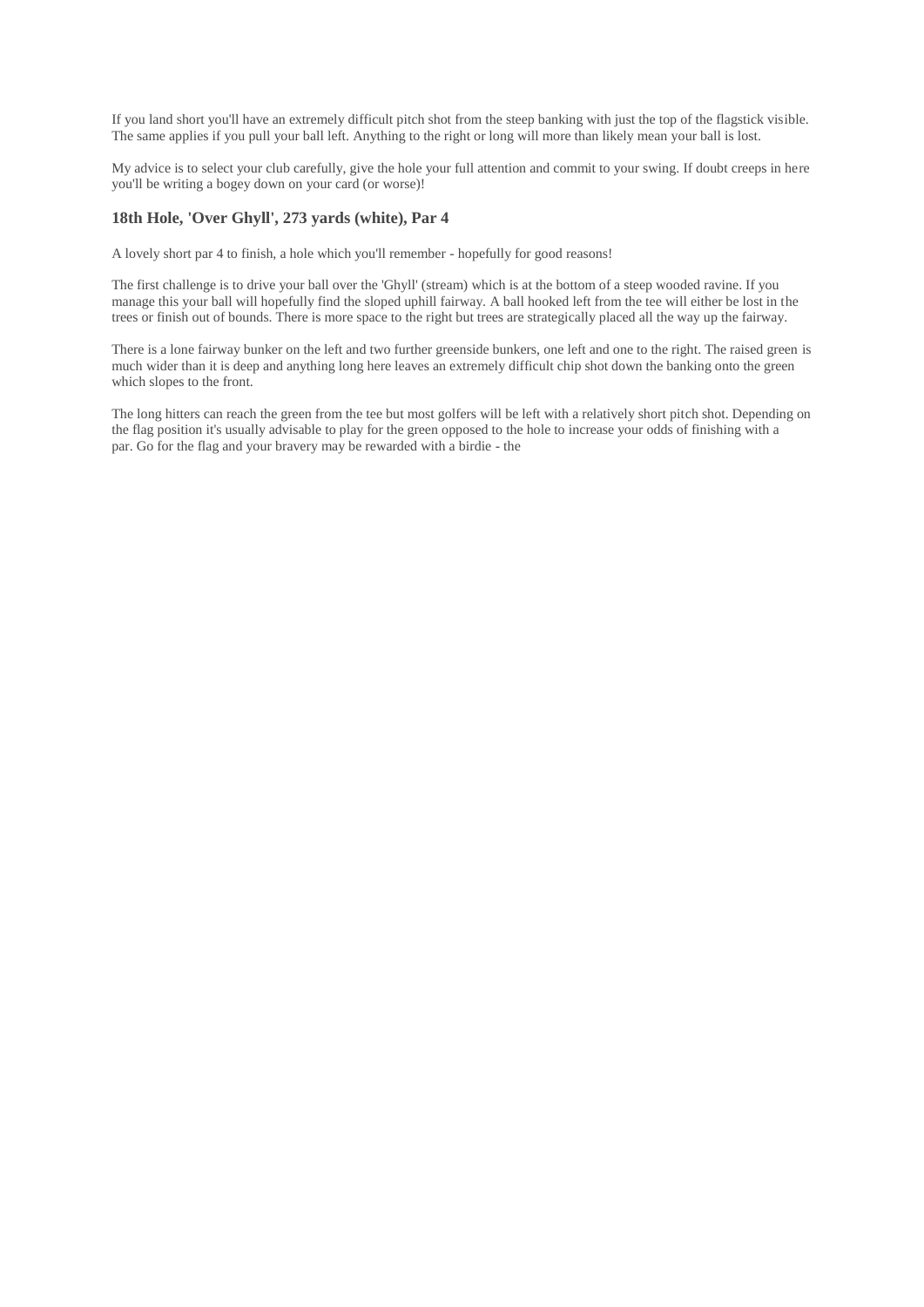If you land short you'll have an extremely difficult pitch shot from the steep banking with just the top of the flagstick visible. The same applies if you pull your ball left. Anything to the right or long will more than likely mean your ball is lost.

My advice is to select your club carefully, give the hole your full attention and commit to your swing. If doubt creeps in here you'll be writing a bogey down on your card (or worse)!

### 18th Hole, 'Over Ghyll', 273 yards (white), Par 4

A lovely short par 4 to finish, a hole which you'll remember - hopefully for good reasons!

The first challenge is to drive your ball over the 'Ghyll' (stream) which is at the bottom of a steep wooded ravine. If you manage this your ball will hopefully find the sloped uphill fairway. A ball hooked left from the tee will either be lost in the trees or finish out of bounds. There is more space to the right but trees are strategically placed all the way up the fairway.

There is a lone fairway bunker on the left and two further greenside bunkers, one left and one to the right. The raised green is much wider than it is deep and anything long here leaves an extremely difficult chip shot down the banking onto the green which slopes to the front.

The long hitters can reach the green from the tee but most golfers will be left with a relatively short pitch shot. Depending on the flag position it's usually advisable to play for the green opposed to the hole to increase your odds of finishing with a par. Go for the flag and your bravery may be rewarded with a birdie - the